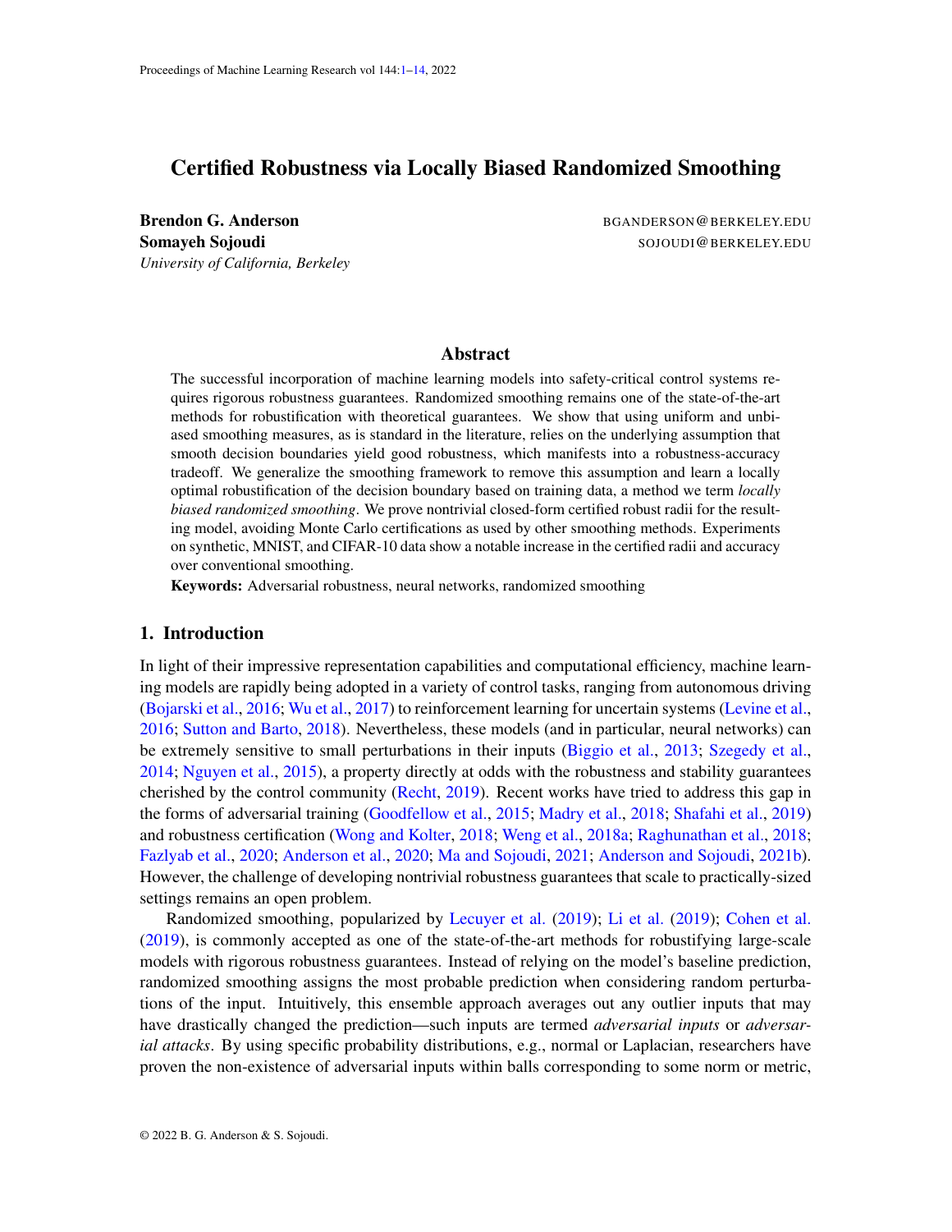# Certified Robustness via Locally Biased Randomized Smoothing

**Brendon G. Anderson** BGANDERSON@BERKELEY.EDU
**Somayeh Sojoudi** SOJOUDI@BERKELEY.EDU
*University of California, Berkeley*

## Abstract

The successful incorporation of machine learning models into safety-critical control systems requires rigorous robustness guarantees. Randomized smoothing remains one of the state-of-the-art methods for robustification with theoretical guarantees. We show that using uniform and unbiased smoothing measures, as is standard in the literature, relies on the underlying assumption that smooth decision boundaries yield good robustness, which manifests into a robustness-accuracy tradeoff. We generalize the smoothing framework to remove this assumption and learn a locally optimal robustification of the decision boundary based on training data, a method we term *locally biased randomized smoothing*. We prove nontrivial closed-form certified robust radii for the resulting model, avoiding Monte Carlo certifications as used by other smoothing methods. Experiments on synthetic, MNIST, and CIFAR-10 data show a notable increase in the certified radii and accuracy over conventional smoothing.

**Keywords:** Adversarial robustness, neural networks, randomized smoothing

## 1. Introduction

In light of their impressive representation capabilities and computational efficiency, machine learning models are rapidly being adopted in a variety of control tasks, ranging from autonomous driving (Bojarski et al., 2016; Wu et al., 2017) to reinforcement learning for uncertain systems (Levine et al., 2016; Sutton and Barto, 2018). Nevertheless, these models (and in particular, neural networks) can be extremely sensitive to small perturbations in their inputs (Biggio et al., 2013; Szegedy et al., 2014; Nguyen et al., 2015), a property directly at odds with the robustness and stability guarantees cherished by the control community (Recht, 2019). Recent works have tried to address this gap in the forms of adversarial training (Goodfellow et al., 2015; Madry et al., 2018; Shafahi et al., 2019) and robustness certification (Wong and Kolter, 2018; Weng et al., 2018a; Raghunathan et al., 2018; Fazlyab et al., 2020; Anderson et al., 2020; Ma and Sojoudi, 2021; Anderson and Sojoudi, 2021b). However, the challenge of developing nontrivial robustness guarantees that scale to practically-sized settings remains an open problem.

Randomized smoothing, popularized by Lecuyer et al. (2019); Li et al. (2019); Cohen et al. (2019), is commonly accepted as one of the state-of-the-art methods for robustifying large-scale models with rigorous robustness guarantees. Instead of relying on the model's baseline prediction, randomized smoothing assigns the most probable prediction when considering random perturbations of the input. Intuitively, this ensemble approach averages out any outlier inputs that may have drastically changed the prediction—such inputs are termed *adversarial inputs* or *adversarial attacks*. By using specific probability distributions, e.g., normal or Laplacian, researchers have proven the non-existence of adversarial inputs within balls corresponding to some norm or metric,

© 2022 B. G. Anderson & S. Sojoudi.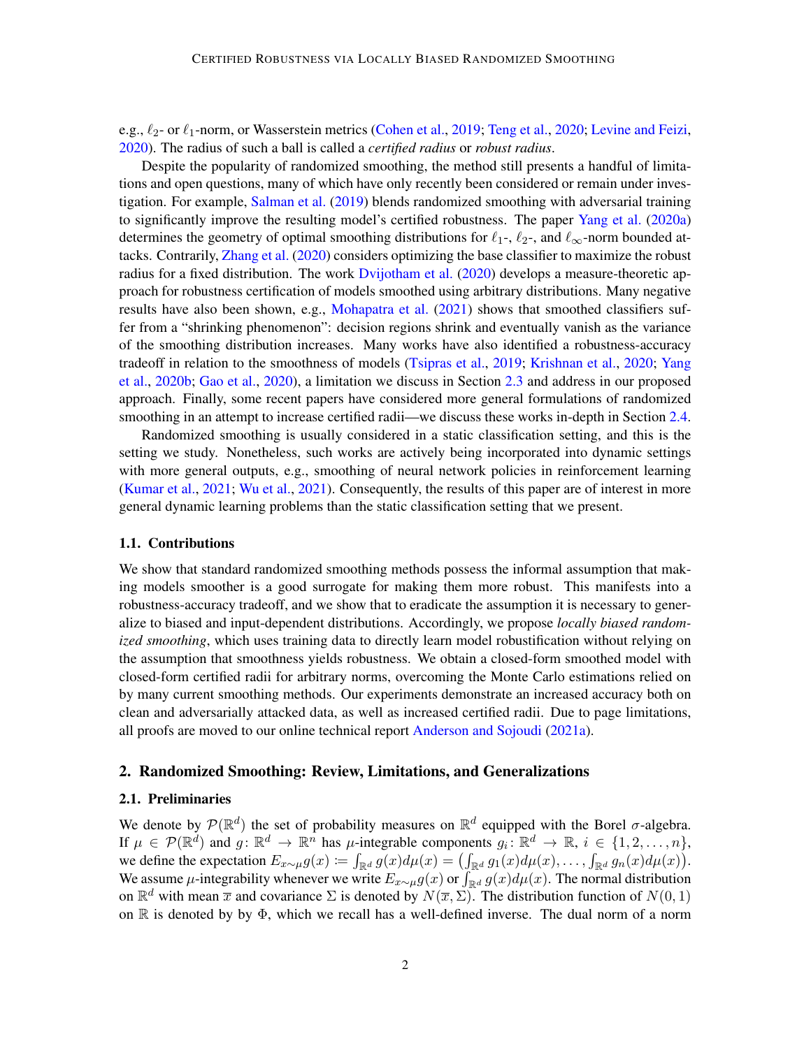e.g., $\ell_2$- or $\ell_1$-norm, or Wasserstein metrics (Cohen et al., 2019; Teng et al., 2020; Levine and Feizi, 2020). The radius of such a ball is called a *certified radius* or *robust radius*.

Despite the popularity of randomized smoothing, the method still presents a handful of limitations and open questions, many of which have only recently been considered or remain under investigation. For example, Salman et al. (2019) blends randomized smoothing with adversarial training to significantly improve the resulting model's certified robustness. The paper Yang et al. (2020a) determines the geometry of optimal smoothing distributions for $\ell_1$-, $\ell_2$-, and $\ell_\infty$-norm bounded attacks. Contrarily, Zhang et al. (2020) considers optimizing the base classifier to maximize the robust radius for a fixed distribution. The work Dvijotham et al. (2020) develops a measure-theoretic approach for robustness certification of models smoothed using arbitrary distributions. Many negative results have also been shown, e.g., Mohapatra et al. (2021) shows that smoothed classifiers suffer from a "shrinking phenomenon": decision regions shrink and eventually vanish as the variance of the smoothing distribution increases. Many works have also identified a robustness-accuracy tradeoff in relation to the smoothness of models (Tsipras et al., 2019; Krishnan et al., 2020; Yang et al., 2020b; Gao et al., 2020), a limitation we discuss in Section 2.3 and address in our proposed approach. Finally, some recent papers have considered more general formulations of randomized smoothing in an attempt to increase certified radii—we discuss these works in-depth in Section 2.4.

Randomized smoothing is usually considered in a static classification setting, and this is the setting we study. Nonetheless, such works are actively being incorporated into dynamic settings with more general outputs, e.g., smoothing of neural network policies in reinforcement learning (Kumar et al., 2021; Wu et al., 2021). Consequently, the results of this paper are of interest in more general dynamic learning problems than the static classification setting that we present.

### 1.1. Contributions

We show that standard randomized smoothing methods possess the informal assumption that making models smoother is a good surrogate for making them more robust. This manifests into a robustness-accuracy tradeoff, and we show that to eradicate the assumption it is necessary to generalize to biased and input-dependent distributions. Accordingly, we propose *locally biased randomized smoothing*, which uses training data to directly learn model robustification without relying on the assumption that smoothness yields robustness. We obtain a closed-form smoothed model with closed-form certified radii for arbitrary norms, overcoming the Monte Carlo estimations relied on by many current smoothing methods. Our experiments demonstrate an increased accuracy both on clean and adversarially attacked data, as well as increased certified radii. Due to page limitations, all proofs are moved to our online technical report Anderson and Sojoudi (2021a).

## 2. Randomized Smoothing: Review, Limitations, and Generalizations

### 2.1. Preliminaries

We denote by $\mathcal{P}(\mathbb{R}^d)$ the set of probability measures on $\mathbb{R}^d$ equipped with the Borel $\sigma$-algebra. If $\mu \in \mathcal{P}(\mathbb{R}^d)$ and $g\colon \mathbb{R}^d \to \mathbb{R}^n$ has $\mu$-integrable components $g_i\colon \mathbb{R}^d \to \mathbb{R}$, $i \in \{1, 2, \dots, n\}$, we define the expectation $E_{x\sim\mu} g(x) \coloneqq \int_{\mathbb{R}^d} g(x) d\mu(x) = \left(\int_{\mathbb{R}^d} g_1(x) d\mu(x), \dots, \int_{\mathbb{R}^d} g_n(x) d\mu(x)\right)$. We assume $\mu$-integrability whenever we write $E_{x\sim\mu} g(x)$ or $\int_{\mathbb{R}^d} g(x) d\mu(x)$. The normal distribution on $\mathbb{R}^d$ with mean $\overline{x}$ and covariance $\Sigma$ is denoted by $N(\overline{x}, \Sigma)$. The distribution function of $N(0, 1)$ on $\mathbb{R}$ is denoted by by $\Phi$, which we recall has a well-defined inverse. The dual norm of a norm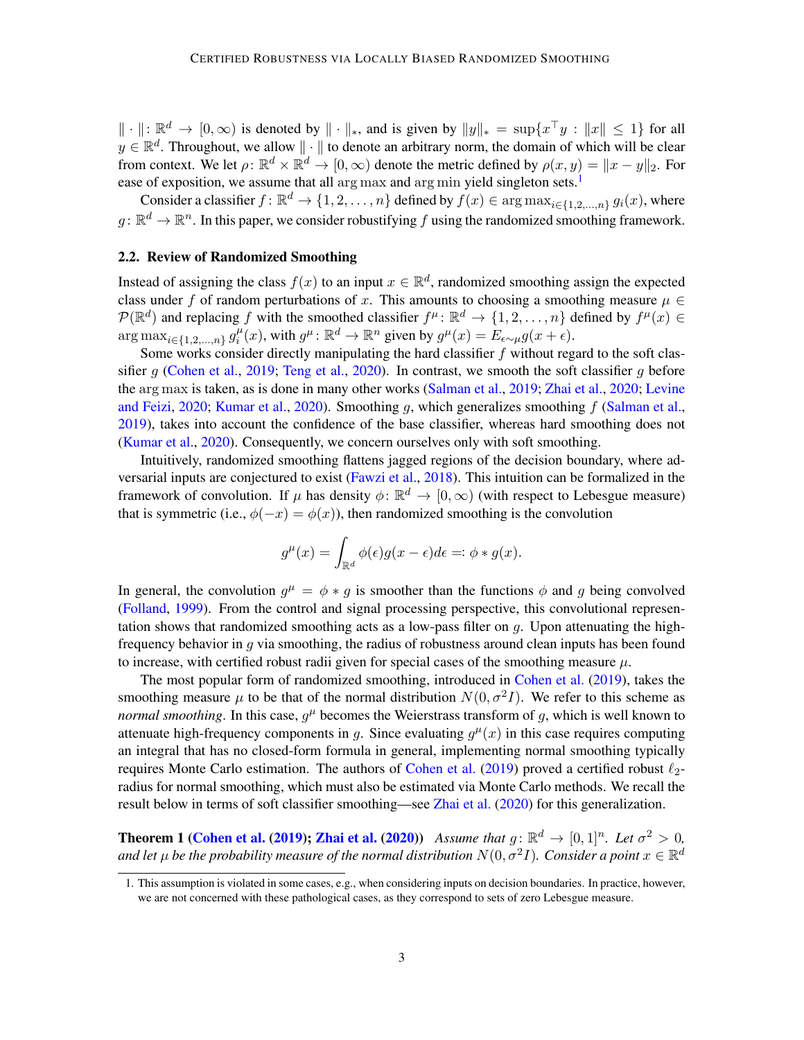$\|\cdot\|\colon \mathbb{R}^d \to [0,\infty)$ is denoted by $\|\cdot\|_*$, and is given by $\|y\|_* = \sup\{x^\top y : \|x\| \leq 1\}$ for all $y \in \mathbb{R}^d$. Throughout, we allow $\|\cdot\|$ to denote an arbitrary norm, the domain of which will be clear from context. We let $\rho\colon \mathbb{R}^d \times \mathbb{R}^d \to [0,\infty)$ denote the metric defined by $\rho(x,y) = \|x-y\|_2$. For ease of exposition, we assume that all $\arg\max$ and $\arg\min$ yield singleton sets.[1]

Consider a classifier $f\colon \mathbb{R}^d \to \{1,2,\dots,n\}$ defined by $f(x) \in \arg\max_{i\in\{1,2,\dots,n\}} g_i(x)$, where $g\colon \mathbb{R}^d \to \mathbb{R}^n$. In this paper, we consider robustifying $f$ using the randomized smoothing framework.

### 2.2. Review of Randomized Smoothing

Instead of assigning the class $f(x)$ to an input $x \in \mathbb{R}^d$, randomized smoothing assign the expected class under $f$ of random perturbations of $x$. This amounts to choosing a smoothing measure $\mu \in \mathcal{P}(\mathbb{R}^d)$ and replacing $f$ with the smoothed classifier $f^\mu\colon \mathbb{R}^d \to \{1,2,\dots,n\}$ defined by $f^\mu(x) \in \arg\max_{i\in\{1,2,\dots,n\}} g_i^\mu(x)$, with $g^\mu\colon \mathbb{R}^d \to \mathbb{R}^n$ given by $g^\mu(x) = E_{\epsilon\sim\mu} g(x+\epsilon)$.

Some works consider directly manipulating the hard classifier $f$ without regard to the soft classifier $g$ (Cohen et al., 2019; Teng et al., 2020). In contrast, we smooth the soft classifier $g$ before the $\arg\max$ is taken, as is done in many other works (Salman et al., 2019; Zhai et al., 2020; Levine and Feizi, 2020; Kumar et al., 2020). Smoothing $g$, which generalizes smoothing $f$ (Salman et al., 2019), takes into account the confidence of the base classifier, whereas hard smoothing does not (Kumar et al., 2020). Consequently, we concern ourselves only with soft smoothing.

Intuitively, randomized smoothing flattens jagged regions of the decision boundary, where adversarial inputs are conjectured to exist (Fawzi et al., 2018). This intuition can be formalized in the framework of convolution. If $\mu$ has density $\phi\colon \mathbb{R}^d \to [0,\infty)$ (with respect to Lebesgue measure) that is symmetric (i.e., $\phi(-x) = \phi(x)$), then randomized smoothing is the convolution

$$g^\mu(x) = \int_{\mathbb{R}^d} \phi(\epsilon) g(x-\epsilon) d\epsilon =: \phi * g(x).$$

In general, the convolution $g^\mu = \phi * g$ is smoother than the functions $\phi$ and $g$ being convolved (Folland, 1999). From the control and signal processing perspective, this convolutional representation shows that randomized smoothing acts as a low-pass filter on $g$. Upon attenuating the high-frequency behavior in $g$ via smoothing, the radius of robustness around clean inputs has been found to increase, with certified robust radii given for special cases of the smoothing measure $\mu$.

The most popular form of randomized smoothing, introduced in Cohen et al. (2019), takes the smoothing measure $\mu$ to be that of the normal distribution $N(0,\sigma^2 I)$. We refer to this scheme as *normal smoothing*. In this case, $g^\mu$ becomes the Weierstrass transform of $g$, which is well known to attenuate high-frequency components in $g$. Since evaluating $g^\mu(x)$ in this case requires computing an integral that has no closed-form formula in general, implementing normal smoothing typically requires Monte Carlo estimation. The authors of Cohen et al. (2019) proved a certified robust $\ell_2$-radius for normal smoothing, which must also be estimated via Monte Carlo methods. We recall the result below in terms of soft classifier smoothing—see Zhai et al. (2020) for this generalization.

**Theorem 1 (Cohen et al. (2019); Zhai et al. (2020))** *Assume that $g\colon \mathbb{R}^d \to [0,1]^n$. Let $\sigma^2 > 0$, and let $\mu$ be the probability measure of the normal distribution $N(0,\sigma^2 I)$. Consider a point $x \in \mathbb{R}^d$*

1. This assumption is violated in some cases, e.g., when considering inputs on decision boundaries. In practice, however, we are not concerned with these pathological cases, as they correspond to sets of zero Lebesgue measure.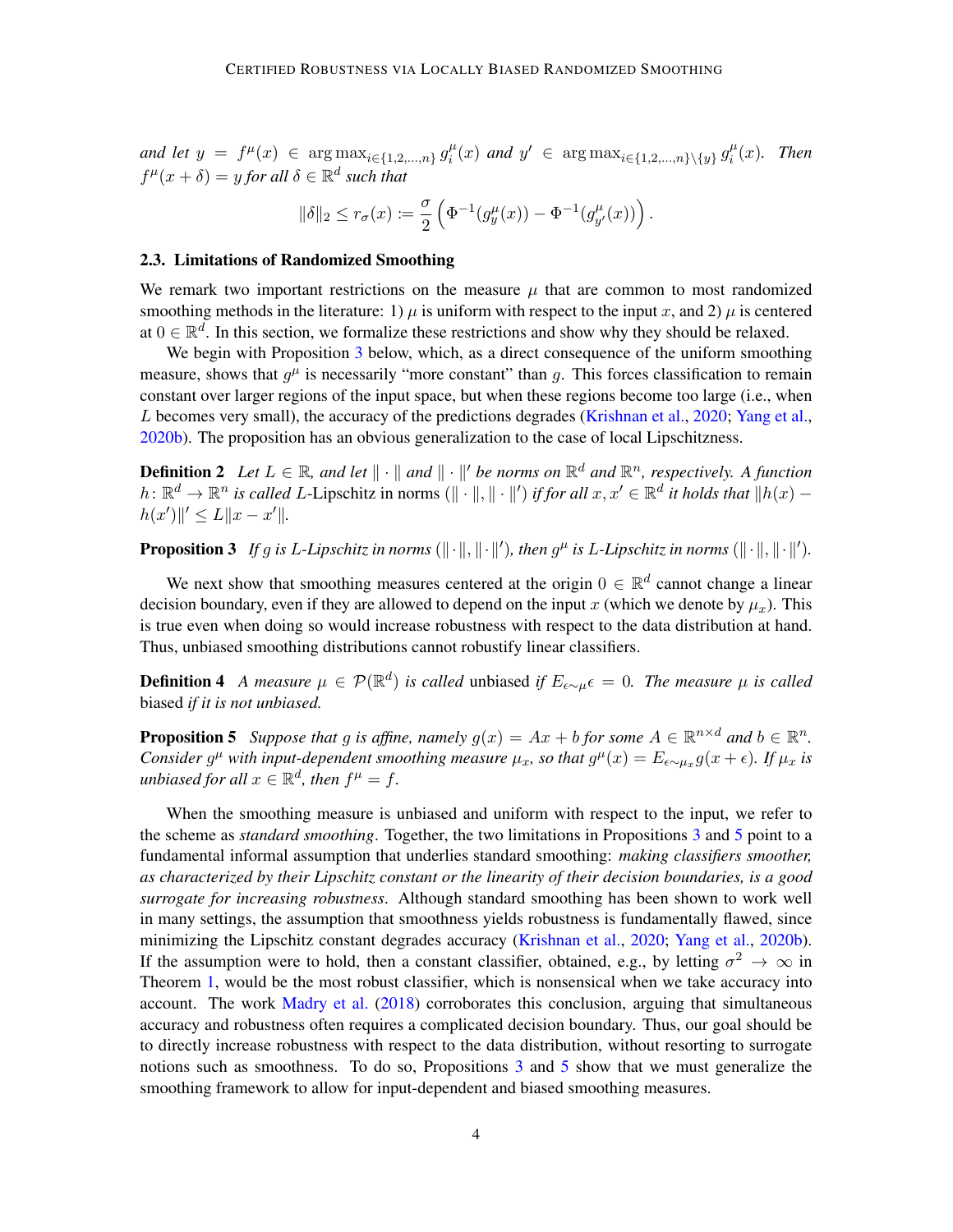*and let* $y = f^\mu(x) \in \arg\max_{i \in \{1,2,\dots,n\}} g_i^\mu(x)$ *and* $y' \in \arg\max_{i \in \{1,2,\dots,n\} \setminus \{y\}} g_i^\mu(x)$. *Then* $f^\mu(x+\delta) = y$ *for all* $\delta \in \mathbb{R}^d$ *such that*

$$\|\delta\|_2 \leq r_\sigma(x) \coloneqq \frac{\sigma}{2}\left(\Phi^{-1}(g_y^\mu(x)) - \Phi^{-1}(g_{y'}^\mu(x))\right).$$

### 2.3. Limitations of Randomized Smoothing

We remark two important restrictions on the measure $\mu$ that are common to most randomized smoothing methods in the literature: 1) $\mu$ is uniform with respect to the input $x$, and 2) $\mu$ is centered at $0 \in \mathbb{R}^d$. In this section, we formalize these restrictions and show why they should be relaxed.

We begin with Proposition 3 below, which, as a direct consequence of the uniform smoothing measure, shows that $g^\mu$ is necessarily "more constant" than $g$. This forces classification to remain constant over larger regions of the input space, but when these regions become too large (i.e., when $L$ becomes very small), the accuracy of the predictions degrades (Krishnan et al., 2020; Yang et al., 2020b). The proposition has an obvious generalization to the case of local Lipschitzness.

**Definition 2** *Let* $L \in \mathbb{R}$, *and let* $\|\cdot\|$ *and* $\|\cdot\|'$ *be norms on* $\mathbb{R}^d$ *and* $\mathbb{R}^n$, *respectively. A function* $h \colon \mathbb{R}^d \to \mathbb{R}^n$ *is called* $L$-Lipschitz in norms $(\|\cdot\|, \|\cdot\|')$ *if for all* $x, x' \in \mathbb{R}^d$ *it holds that* $\|h(x) - h(x')\|' \leq L\|x - x'\|$.

**Proposition 3** *If* $g$ *is* $L$*-Lipschitz in norms* $(\|\cdot\|, \|\cdot\|')$, *then* $g^\mu$ *is* $L$*-Lipschitz in norms* $(\|\cdot\|, \|\cdot\|')$.

We next show that smoothing measures centered at the origin $0 \in \mathbb{R}^d$ cannot change a linear decision boundary, even if they are allowed to depend on the input $x$ (which we denote by $\mu_x$). This is true even when doing so would increase robustness with respect to the data distribution at hand. Thus, unbiased smoothing distributions cannot robustify linear classifiers.

**Definition 4** *A measure* $\mu \in \mathcal{P}(\mathbb{R}^d)$ *is called* unbiased *if* $E_{\epsilon \sim \mu}\epsilon = 0$. *The measure* $\mu$ *is called* biased *if it is not unbiased.*

**Proposition 5** *Suppose that* $g$ *is affine, namely* $g(x) = Ax + b$ *for some* $A \in \mathbb{R}^{n \times d}$ *and* $b \in \mathbb{R}^n$. *Consider* $g^\mu$ *with input-dependent smoothing measure* $\mu_x$, *so that* $g^\mu(x) = E_{\epsilon \sim \mu_x} g(x + \epsilon)$. *If* $\mu_x$ *is unbiased for all* $x \in \mathbb{R}^d$, *then* $f^\mu = f$.

When the smoothing measure is unbiased and uniform with respect to the input, we refer to the scheme as *standard smoothing*. Together, the two limitations in Propositions 3 and 5 point to a fundamental informal assumption that underlies standard smoothing: *making classifiers smoother, as characterized by their Lipschitz constant or the linearity of their decision boundaries, is a good surrogate for increasing robustness*. Although standard smoothing has been shown to work well in many settings, the assumption that smoothness yields robustness is fundamentally flawed, since minimizing the Lipschitz constant degrades accuracy (Krishnan et al., 2020; Yang et al., 2020b). If the assumption were to hold, then a constant classifier, obtained, e.g., by letting $\sigma^2 \to \infty$ in Theorem 1, would be the most robust classifier, which is nonsensical when we take accuracy into account. The work Madry et al. (2018) corroborates this conclusion, arguing that simultaneous accuracy and robustness often requires a complicated decision boundary. Thus, our goal should be to directly increase robustness with respect to the data distribution, without resorting to surrogate notions such as smoothness. To do so, Propositions 3 and 5 show that we must generalize the smoothing framework to allow for input-dependent and biased smoothing measures.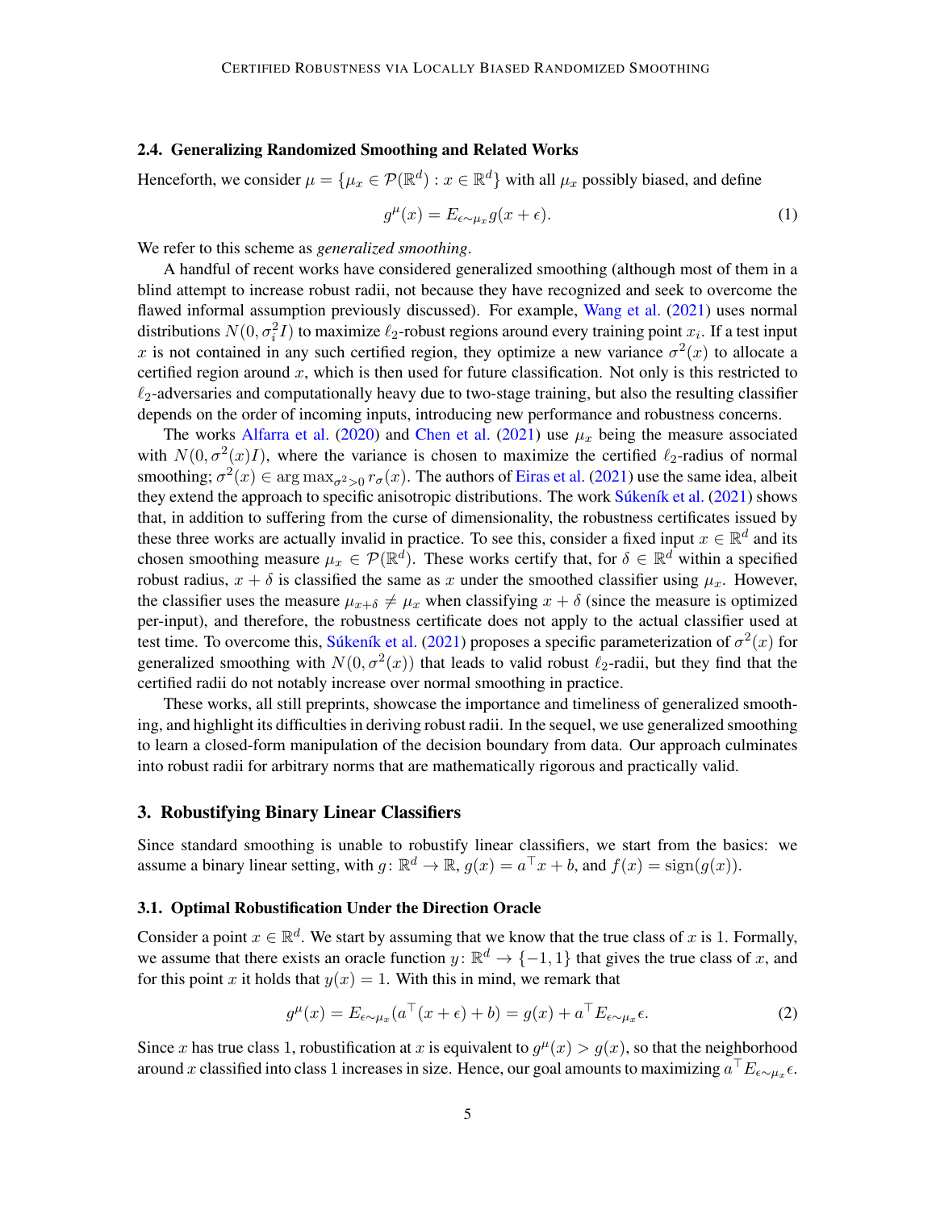### 2.4. Generalizing Randomized Smoothing and Related Works

Henceforth, we consider $\mu = \{\mu_x \in \mathcal{P}(\mathbb{R}^d) : x \in \mathbb{R}^d\}$ with all $\mu_x$ possibly biased, and define

$$g^\mu(x) = E_{\epsilon \sim \mu_x} g(x + \epsilon). \tag{1}$$

We refer to this scheme as *generalized smoothing*.

A handful of recent works have considered generalized smoothing (although most of them in a blind attempt to increase robust radii, not because they have recognized and seek to overcome the flawed informal assumption previously discussed). For example, Wang et al. (2021) uses normal distributions $N(0, \sigma_i^2 I)$ to maximize $\ell_2$-robust regions around every training point $x_i$. If a test input $x$ is not contained in any such certified region, they optimize a new variance $\sigma^2(x)$ to allocate a certified region around $x$, which is then used for future classification. Not only is this restricted to $\ell_2$-adversaries and computationally heavy due to two-stage training, but also the resulting classifier depends on the order of incoming inputs, introducing new performance and robustness concerns.

The works Alfarra et al. (2020) and Chen et al. (2021) use $\mu_x$ being the measure associated with $N(0, \sigma^2(x)I)$, where the variance is chosen to maximize the certified $\ell_2$-radius of normal smoothing; $\sigma^2(x) \in \arg\max_{\sigma^2 > 0} r_\sigma(x)$. The authors of Eiras et al. (2021) use the same idea, albeit they extend the approach to specific anisotropic distributions. The work Súkeník et al. (2021) shows that, in addition to suffering from the curse of dimensionality, the robustness certificates issued by these three works are actually invalid in practice. To see this, consider a fixed input $x \in \mathbb{R}^d$ and its chosen smoothing measure $\mu_x \in \mathcal{P}(\mathbb{R}^d)$. These works certify that, for $\delta \in \mathbb{R}^d$ within a specified robust radius, $x + \delta$ is classified the same as $x$ under the smoothed classifier using $\mu_x$. However, the classifier uses the measure $\mu_{x+\delta} \neq \mu_x$ when classifying $x + \delta$ (since the measure is optimized per-input), and therefore, the robustness certificate does not apply to the actual classifier used at test time. To overcome this, Súkeník et al. (2021) proposes a specific parameterization of $\sigma^2(x)$ for generalized smoothing with $N(0, \sigma^2(x))$ that leads to valid robust $\ell_2$-radii, but they find that the certified radii do not notably increase over normal smoothing in practice.

These works, all still preprints, showcase the importance and timeliness of generalized smoothing, and highlight its difficulties in deriving robust radii. In the sequel, we use generalized smoothing to learn a closed-form manipulation of the decision boundary from data. Our approach culminates into robust radii for arbitrary norms that are mathematically rigorous and practically valid.

## 3. Robustifying Binary Linear Classifiers

Since standard smoothing is unable to robustify linear classifiers, we start from the basics: we assume a binary linear setting, with $g \colon \mathbb{R}^d \to \mathbb{R}$, $g(x) = a^\top x + b$, and $f(x) = \operatorname{sign}(g(x))$.

### 3.1. Optimal Robustification Under the Direction Oracle

Consider a point $x \in \mathbb{R}^d$. We start by assuming that we know that the true class of $x$ is 1. Formally, we assume that there exists an oracle function $y \colon \mathbb{R}^d \to \{-1, 1\}$ that gives the true class of $x$, and for this point $x$ it holds that $y(x) = 1$. With this in mind, we remark that

$$g^\mu(x) = E_{\epsilon \sim \mu_x}(a^\top (x + \epsilon) + b) = g(x) + a^\top E_{\epsilon \sim \mu_x} \epsilon. \tag{2}$$

Since $x$ has true class 1, robustification at $x$ is equivalent to $g^\mu(x) > g(x)$, so that the neighborhood around $x$ classified into class 1 increases in size. Hence, our goal amounts to maximizing $a^\top E_{\epsilon \sim \mu_x} \epsilon$.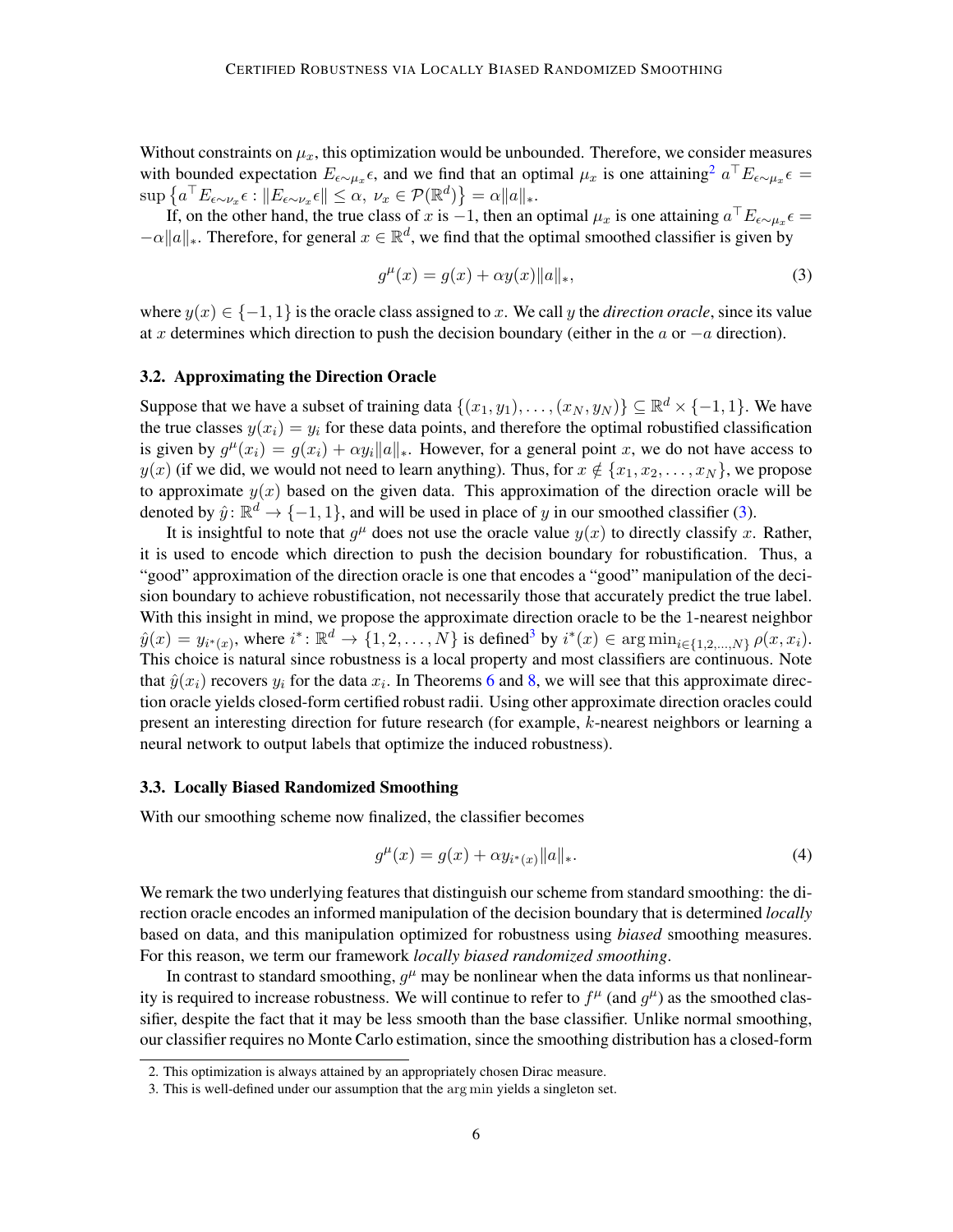Without constraints on $\mu_x$, this optimization would be unbounded. Therefore, we consider measures with bounded expectation $E_{\epsilon\sim\mu_x}\epsilon$, and we find that an optimal $\mu_x$ is one attaining[2] $a^\top E_{\epsilon\sim\mu_x}\epsilon = \sup\left\{a^\top E_{\epsilon\sim\nu_x}\epsilon : \|E_{\epsilon\sim\nu_x}\epsilon\| \leq \alpha,\ \nu_x \in \mathcal{P}(\mathbb{R}^d)\right\} = \alpha\|a\|_*$.

If, on the other hand, the true class of $x$ is $-1$, then an optimal $\mu_x$ is one attaining $a^\top E_{\epsilon\sim\mu_x}\epsilon = -\alpha\|a\|_*$. Therefore, for general $x \in \mathbb{R}^d$, we find that the optimal smoothed classifier is given by

$$g^\mu(x) = g(x) + \alpha y(x)\|a\|_*, \tag{3}$$

where $y(x) \in \{-1, 1\}$ is the oracle class assigned to $x$. We call $y$ the *direction oracle*, since its value at $x$ determines which direction to push the decision boundary (either in the $a$ or $-a$ direction).

### 3.2. Approximating the Direction Oracle

Suppose that we have a subset of training data $\{(x_1, y_1), \dots, (x_N, y_N)\} \subseteq \mathbb{R}^d \times \{-1, 1\}$. We have the true classes $y(x_i) = y_i$ for these data points, and therefore the optimal robustified classification is given by $g^\mu(x_i) = g(x_i) + \alpha y_i \|a\|_*$. However, for a general point $x$, we do not have access to $y(x)$ (if we did, we would not need to learn anything). Thus, for $x \notin \{x_1, x_2, \dots, x_N\}$, we propose to approximate $y(x)$ based on the given data. This approximation of the direction oracle will be denoted by $\hat{y}\colon \mathbb{R}^d \to \{-1, 1\}$, and will be used in place of $y$ in our smoothed classifier (3).

It is insightful to note that $g^\mu$ does not use the oracle value $y(x)$ to directly classify $x$. Rather, it is used to encode which direction to push the decision boundary for robustification. Thus, a "good" approximation of the direction oracle is one that encodes a "good" manipulation of the decision boundary to achieve robustification, not necessarily those that accurately predict the true label. With this insight in mind, we propose the approximate direction oracle to be the 1-nearest neighbor $\hat{y}(x) = y_{i^*(x)}$, where $i^*\colon \mathbb{R}^d \to \{1, 2, \dots, N\}$ is defined[3] by $i^*(x) \in \arg\min_{i\in\{1,2,\dots,N\}} \rho(x, x_i)$. This choice is natural since robustness is a local property and most classifiers are continuous. Note that $\hat{y}(x_i)$ recovers $y_i$ for the data $x_i$. In Theorems 6 and 8, we will see that this approximate direction oracle yields closed-form certified robust radii. Using other approximate direction oracles could present an interesting direction for future research (for example, $k$-nearest neighbors or learning a neural network to output labels that optimize the induced robustness).

### 3.3. Locally Biased Randomized Smoothing

With our smoothing scheme now finalized, the classifier becomes

$$g^\mu(x) = g(x) + \alpha y_{i^*(x)}\|a\|_*. \tag{4}$$

We remark the two underlying features that distinguish our scheme from standard smoothing: the direction oracle encodes an informed manipulation of the decision boundary that is determined *locally* based on data, and this manipulation optimized for robustness using *biased* smoothing measures. For this reason, we term our framework *locally biased randomized smoothing*.

In contrast to standard smoothing, $g^\mu$ may be nonlinear when the data informs us that nonlinearity is required to increase robustness. We will continue to refer to $f^\mu$ (and $g^\mu$) as the smoothed classifier, despite the fact that it may be less smooth than the base classifier. Unlike normal smoothing, our classifier requires no Monte Carlo estimation, since the smoothing distribution has a closed-form

2. This optimization is always attained by an appropriately chosen Dirac measure.
3. This is well-defined under our assumption that the $\arg\min$ yields a singleton set.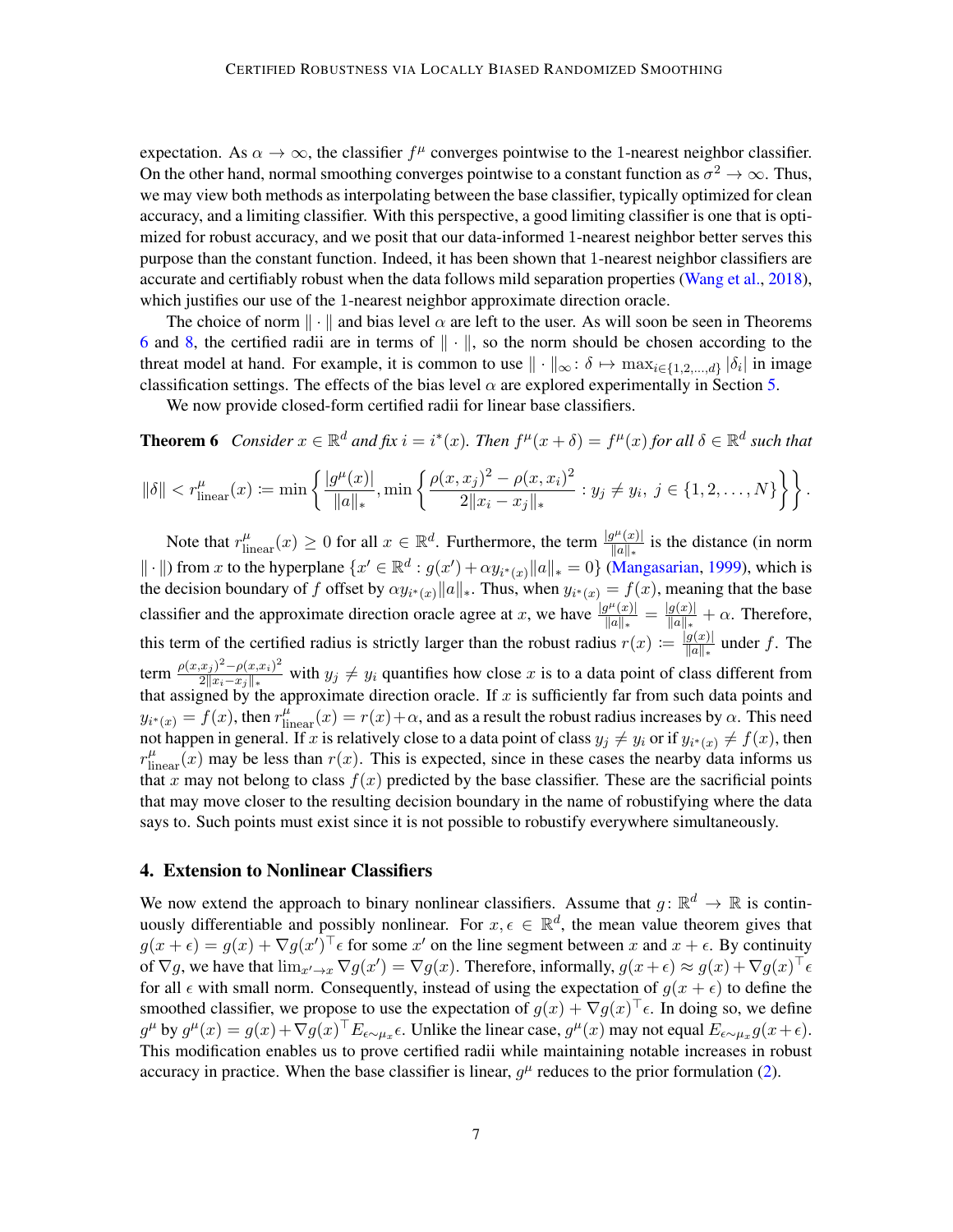expectation. As $\alpha \to \infty$, the classifier $f^\mu$ converges pointwise to the 1-nearest neighbor classifier. On the other hand, normal smoothing converges pointwise to a constant function as $\sigma^2 \to \infty$. Thus, we may view both methods as interpolating between the base classifier, typically optimized for clean accuracy, and a limiting classifier. With this perspective, a good limiting classifier is one that is optimized for robust accuracy, and we posit that our data-informed 1-nearest neighbor better serves this purpose than the constant function. Indeed, it has been shown that 1-nearest neighbor classifiers are accurate and certifiably robust when the data follows mild separation properties (Wang et al., 2018), which justifies our use of the 1-nearest neighbor approximate direction oracle.

The choice of norm $\|\cdot\|$ and bias level $\alpha$ are left to the user. As will soon be seen in Theorems 6 and 8, the certified radii are in terms of $\|\cdot\|$, so the norm should be chosen according to the threat model at hand. For example, it is common to use $\|\cdot\|_\infty \colon \delta \mapsto \max_{i\in\{1,2,\dots,d\}} |\delta_i|$ in image classification settings. The effects of the bias level $\alpha$ are explored experimentally in Section 5.

We now provide closed-form certified radii for linear base classifiers.

**Theorem 6** *Consider $x \in \mathbb{R}^d$ and fix $i = i^*(x)$. Then $f^\mu(x+\delta) = f^\mu(x)$ for all $\delta \in \mathbb{R}^d$ such that*

$$\|\delta\| < r^\mu_{\text{linear}}(x) \coloneqq \min\left\{ \frac{|g^\mu(x)|}{\|a\|_*}, \min\left\{ \frac{\rho(x,x_j)^2 - \rho(x,x_i)^2}{2\|x_i - x_j\|_*} : y_j \neq y_i,\ j \in \{1,2,\dots,N\} \right\} \right\}.$$

Note that $r^\mu_{\text{linear}}(x) \geq 0$ for all $x \in \mathbb{R}^d$. Furthermore, the term $\frac{|g^\mu(x)|}{\|a\|_*}$ is the distance (in norm $\|\cdot\|$) from $x$ to the hyperplane $\{x' \in \mathbb{R}^d : g(x') + \alpha y_{i^*(x)}\|a\|_* = 0\}$ (Mangasarian, 1999), which is the decision boundary of $f$ offset by $\alpha y_{i^*(x)}\|a\|_*$. Thus, when $y_{i^*(x)} = f(x)$, meaning that the base classifier and the approximate direction oracle agree at $x$, we have $\frac{|g^\mu(x)|}{\|a\|_*} = \frac{|g(x)|}{\|a\|_*} + \alpha$. Therefore, this term of the certified radius is strictly larger than the robust radius $r(x) \coloneqq \frac{|g(x)|}{\|a\|_*}$ under $f$. The term $\frac{\rho(x,x_j)^2 - \rho(x,x_i)^2}{2\|x_i - x_j\|_*}$ with $y_j \neq y_i$ quantifies how close $x$ is to a data point of class different from that assigned by the approximate direction oracle. If $x$ is sufficiently far from such data points and $y_{i^*(x)} = f(x)$, then $r^\mu_{\text{linear}}(x) = r(x) + \alpha$, and as a result the robust radius increases by $\alpha$. This need not happen in general. If $x$ is relatively close to a data point of class $y_j \neq y_i$ or if $y_{i^*(x)} \neq f(x)$, then $r^\mu_{\text{linear}}(x)$ may be less than $r(x)$. This is expected, since in these cases the nearby data informs us that $x$ may not belong to class $f(x)$ predicted by the base classifier. These are the sacrificial points that may move closer to the resulting decision boundary in the name of robustifying where the data says to. Such points must exist since it is not possible to robustify everywhere simultaneously.

## 4. Extension to Nonlinear Classifiers

We now extend the approach to binary nonlinear classifiers. Assume that $g \colon \mathbb{R}^d \to \mathbb{R}$ is continuously differentiable and possibly nonlinear. For $x, \epsilon \in \mathbb{R}^d$, the mean value theorem gives that $g(x+\epsilon) = g(x) + \nabla g(x')^\top \epsilon$ for some $x'$ on the line segment between $x$ and $x+\epsilon$. By continuity of $\nabla g$, we have that $\lim_{x'\to x} \nabla g(x') = \nabla g(x)$. Therefore, informally, $g(x+\epsilon) \approx g(x) + \nabla g(x)^\top \epsilon$ for all $\epsilon$ with small norm. Consequently, instead of using the expectation of $g(x+\epsilon)$ to define the smoothed classifier, we propose to use the expectation of $g(x) + \nabla g(x)^\top \epsilon$. In doing so, we define $g^\mu$ by $g^\mu(x) = g(x) + \nabla g(x)^\top E_{\epsilon\sim\mu_x}\epsilon$. Unlike the linear case, $g^\mu(x)$ may not equal $E_{\epsilon\sim\mu_x} g(x+\epsilon)$. This modification enables us to prove certified radii while maintaining notable increases in robust accuracy in practice. When the base classifier is linear, $g^\mu$ reduces to the prior formulation (2).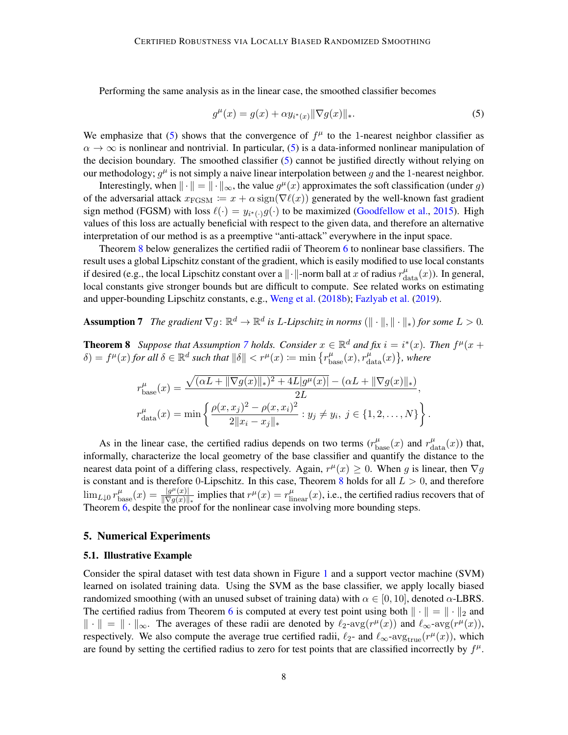Performing the same analysis as in the linear case, the smoothed classifier becomes

$$g^\mu(x) = g(x) + \alpha y_{i^*(x)} \|\nabla g(x)\|_*. \tag{5}$$

We emphasize that (5) shows that the convergence of $f^\mu$ to the 1-nearest neighbor classifier as $\alpha \to \infty$ is nonlinear and nontrivial. In particular, (5) is a data-informed nonlinear manipulation of the decision boundary. The smoothed classifier (5) cannot be justified directly without relying on our methodology; $g^\mu$ is not simply a naive linear interpolation between $g$ and the 1-nearest neighbor.

Interestingly, when $\|\cdot\| = \|\cdot\|_\infty$, the value $g^\mu(x)$ approximates the soft classification (under $g$) of the adversarial attack $x_{\text{FGSM}} \coloneqq x + \alpha\,\text{sign}(\nabla \ell(x))$ generated by the well-known fast gradient sign method (FGSM) with loss $\ell(\cdot) = y_{i^*(\cdot)} g(\cdot)$ to be maximized (Goodfellow et al., 2015). High values of this loss are actually beneficial with respect to the given data, and therefore an alternative interpretation of our method is as a preemptive "anti-attack" everywhere in the input space.

Theorem 8 below generalizes the certified radii of Theorem 6 to nonlinear base classifiers. The result uses a global Lipschitz constant of the gradient, which is easily modified to use local constants if desired (e.g., the local Lipschitz constant over a $\|\cdot\|$-norm ball at $x$ of radius $r^\mu_{\text{data}}(x)$). In general, local constants give stronger bounds but are difficult to compute. See related works on estimating and upper-bounding Lipschitz constants, e.g., Weng et al. (2018b); Fazlyab et al. (2019).

**Assumption 7** *The gradient $\nabla g \colon \mathbb{R}^d \to \mathbb{R}^d$ is $L$-Lipschitz in norms $(\|\cdot\|, \|\cdot\|_*)$ for some $L > 0$.*

**Theorem 8** *Suppose that Assumption 7 holds. Consider $x \in \mathbb{R}^d$ and fix $i = i^*(x)$. Then $f^\mu(x + \delta) = f^\mu(x)$ for all $\delta \in \mathbb{R}^d$ such that $\|\delta\| < r^\mu(x) \coloneqq \min\{r^\mu_{\text{base}}(x), r^\mu_{\text{data}}(x)\}$, where*

$$r^\mu_{\text{base}}(x) = \frac{\sqrt{(\alpha L + \|\nabla g(x)\|_*)^2 + 4L|g^\mu(x)|} - (\alpha L + \|\nabla g(x)\|_*)}{2L},$$

$$r^\mu_{\text{data}}(x) = \min\left\{\frac{\rho(x, x_j)^2 - \rho(x, x_i)^2}{2\|x_i - x_j\|_*} : y_j \neq y_i,\ j \in \{1, 2, \dots, N\}\right\}.$$

As in the linear case, the certified radius depends on two terms ($r^\mu_{\text{base}}(x)$ and $r^\mu_{\text{data}}(x)$) that, informally, characterize the local geometry of the base classifier and quantify the distance to the nearest data point of a differing class, respectively. Again, $r^\mu(x) \geq 0$. When $g$ is linear, then $\nabla g$ is constant and is therefore 0-Lipschitz. In this case, Theorem 8 holds for all $L > 0$, and therefore $\lim_{L \downarrow 0} r^\mu_{\text{base}}(x) = \frac{|g^\mu(x)|}{\|\nabla g(x)\|_*}$ implies that $r^\mu(x) = r^\mu_{\text{linear}}(x)$, i.e., the certified radius recovers that of Theorem 6, despite the proof for the nonlinear case involving more bounding steps.

## 5. Numerical Experiments

### 5.1. Illustrative Example

Consider the spiral dataset with test data shown in Figure 1 and a support vector machine (SVM) learned on isolated training data. Using the SVM as the base classifier, we apply locally biased randomized smoothing (with an unused subset of training data) with $\alpha \in [0, 10]$, denoted $\alpha$-LBRS. The certified radius from Theorem 6 is computed at every test point using both $\|\cdot\| = \|\cdot\|_2$ and $\|\cdot\| = \|\cdot\|_\infty$. The averages of these radii are denoted by $\ell_2$-avg$(r^\mu(x))$ and $\ell_\infty$-avg$(r^\mu(x))$, respectively. We also compute the average true certified radii, $\ell_2$- and $\ell_\infty$-avg$_{\text{true}}(r^\mu(x))$, which are found by setting the certified radius to zero for test points that are classified incorrectly by $f^\mu$.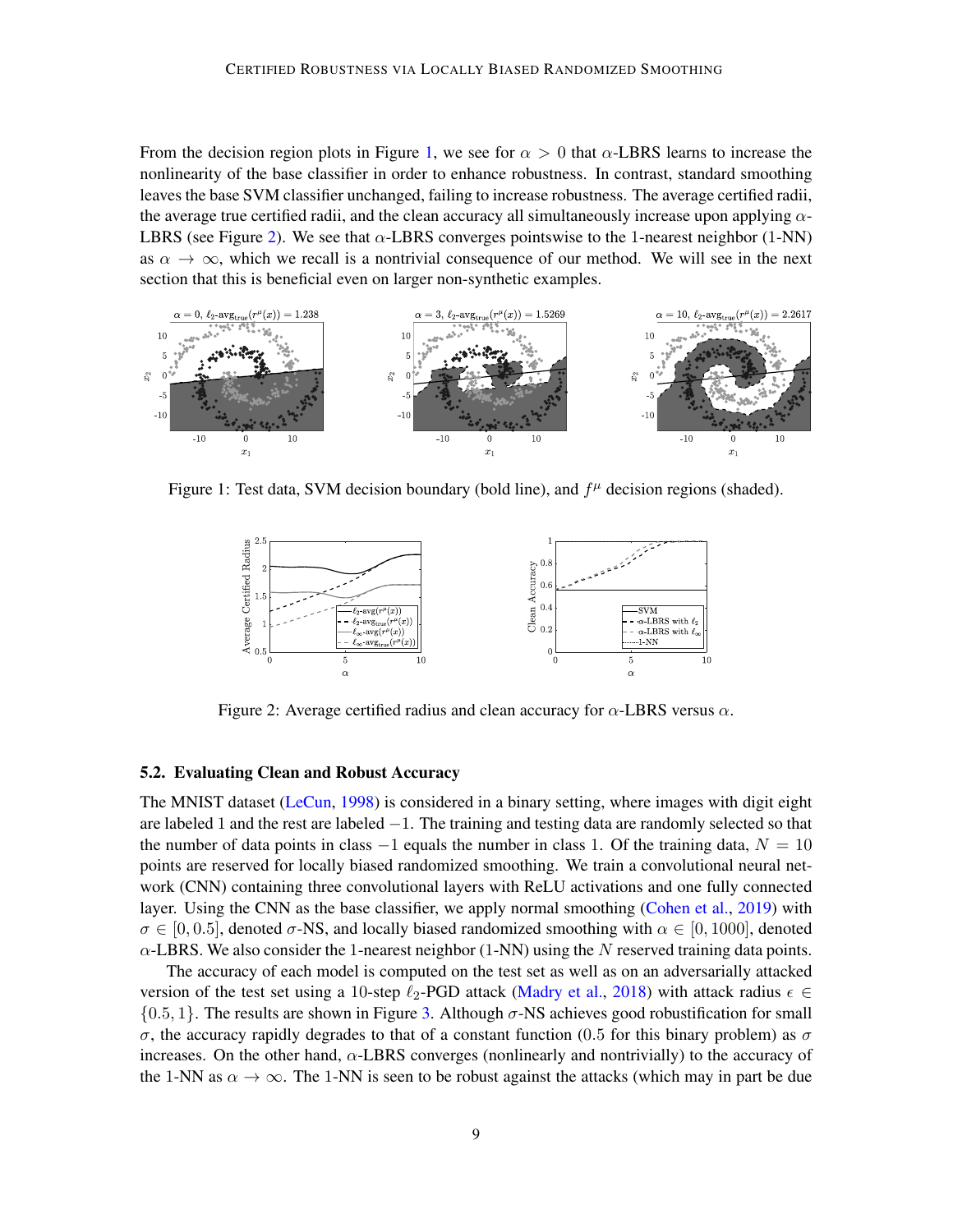From the decision region plots in Figure 1, we see for $\alpha > 0$ that $\alpha$-LBRS learns to increase the nonlinearity of the base classifier in order to enhance robustness. In contrast, standard smoothing leaves the base SVM classifier unchanged, failing to increase robustness. The average certified radii, the average true certified radii, and the clean accuracy all simultaneously increase upon applying $\alpha$-LBRS (see Figure 2). We see that $\alpha$-LBRS converges pointswise to the 1-nearest neighbor (1-NN) as $\alpha \to \infty$, which we recall is a nontrivial consequence of our method. We will see in the next section that this is beneficial even on larger non-synthetic examples.

Figure 1: Test data, SVM decision boundary (bold line), and $f^\mu$ decision regions (shaded).

Figure 2: Average certified radius and clean accuracy for $\alpha$-LBRS versus $\alpha$.

## 5.2. Evaluating Clean and Robust Accuracy

The MNIST dataset (LeCun, 1998) is considered in a binary setting, where images with digit eight are labeled 1 and the rest are labeled $-1$. The training and testing data are randomly selected so that the number of data points in class $-1$ equals the number in class 1. Of the training data, $N = 10$ points are reserved for locally biased randomized smoothing. We train a convolutional neural network (CNN) containing three convolutional layers with ReLU activations and one fully connected layer. Using the CNN as the base classifier, we apply normal smoothing (Cohen et al., 2019) with $\sigma \in [0, 0.5]$, denoted $\sigma$-NS, and locally biased randomized smoothing with $\alpha \in [0, 1000]$, denoted $\alpha$-LBRS. We also consider the 1-nearest neighbor (1-NN) using the $N$ reserved training data points.

The accuracy of each model is computed on the test set as well as on an adversarially attacked version of the test set using a 10-step $\ell_2$-PGD attack (Madry et al., 2018) with attack radius $\epsilon \in \{0.5, 1\}$. The results are shown in Figure 3. Although $\sigma$-NS achieves good robustification for small $\sigma$, the accuracy rapidly degrades to that of a constant function (0.5 for this binary problem) as $\sigma$ increases. On the other hand, $\alpha$-LBRS converges (nonlinearly and nontrivially) to the accuracy of the 1-NN as $\alpha \to \infty$. The 1-NN is seen to be robust against the attacks (which may in part be due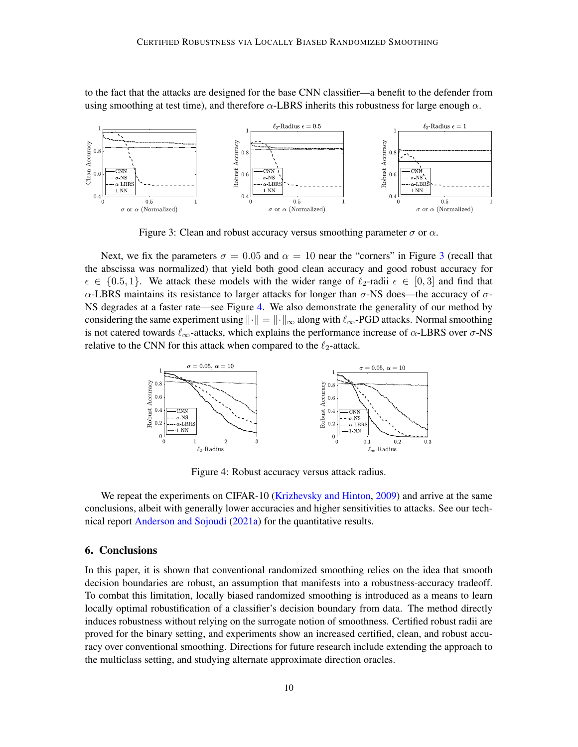to the fact that the attacks are designed for the base CNN classifier—a benefit to the defender from using smoothing at test time), and therefore $\alpha$-LBRS inherits this robustness for large enough $\alpha$.

Figure 3: Clean and robust accuracy versus smoothing parameter $\sigma$ or $\alpha$.

Next, we fix the parameters $\sigma = 0.05$ and $\alpha = 10$ near the "corners" in Figure 3 (recall that the abscissa was normalized) that yield both good clean accuracy and good robust accuracy for $\epsilon \in \{0.5, 1\}$. We attack these models with the wider range of $\ell_2$-radii $\epsilon \in [0, 3]$ and find that $\alpha$-LBRS maintains its resistance to larger attacks for longer than $\sigma$-NS does—the accuracy of $\sigma$-NS degrades at a faster rate—see Figure 4. We also demonstrate the generality of our method by considering the same experiment using $\|\cdot\| = \|\cdot\|_\infty$ along with $\ell_\infty$-PGD attacks. Normal smoothing is not catered towards $\ell_\infty$-attacks, which explains the performance increase of $\alpha$-LBRS over $\sigma$-NS relative to the CNN for this attack when compared to the $\ell_2$-attack.

Figure 4: Robust accuracy versus attack radius.

We repeat the experiments on CIFAR-10 (Krizhevsky and Hinton, 2009) and arrive at the same conclusions, albeit with generally lower accuracies and higher sensitivities to attacks. See our technical report Anderson and Sojoudi (2021a) for the quantitative results.

## 6. Conclusions

In this paper, it is shown that conventional randomized smoothing relies on the idea that smooth decision boundaries are robust, an assumption that manifests into a robustness-accuracy tradeoff. To combat this limitation, locally biased randomized smoothing is introduced as a means to learn locally optimal robustification of a classifier's decision boundary from data. The method directly induces robustness without relying on the surrogate notion of smoothness. Certified robust radii are proved for the binary setting, and experiments show an increased certified, clean, and robust accuracy over conventional smoothing. Directions for future research include extending the approach to the multiclass setting, and studying alternate approximate direction oracles.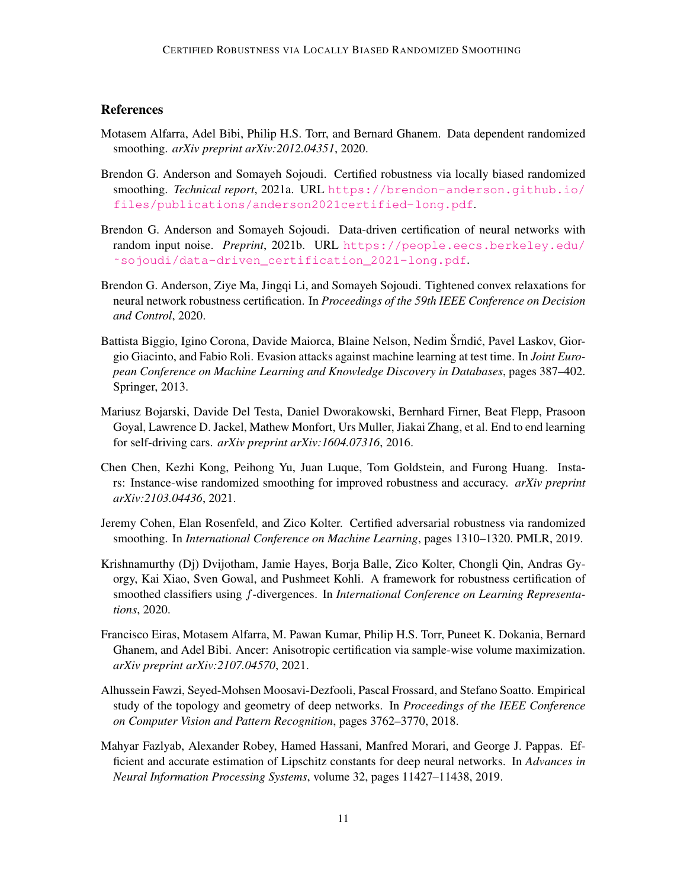## References

Motasem Alfarra, Adel Bibi, Philip H.S. Torr, and Bernard Ghanem. Data dependent randomized smoothing. *arXiv preprint arXiv:2012.04351*, 2020.

Brendon G. Anderson and Somayeh Sojoudi. Certified robustness via locally biased randomized smoothing. *Technical report*, 2021a. URL https://brendon-anderson.github.io/files/publications/anderson2021certified-long.pdf.

Brendon G. Anderson and Somayeh Sojoudi. Data-driven certification of neural networks with random input noise. *Preprint*, 2021b. URL https://people.eecs.berkeley.edu/~sojoudi/data-driven_certification_2021-long.pdf.

Brendon G. Anderson, Ziye Ma, Jingqi Li, and Somayeh Sojoudi. Tightened convex relaxations for neural network robustness certification. In *Proceedings of the 59th IEEE Conference on Decision and Control*, 2020.

Battista Biggio, Igino Corona, Davide Maiorca, Blaine Nelson, Nedim Šrndić, Pavel Laskov, Giorgio Giacinto, and Fabio Roli. Evasion attacks against machine learning at test time. In *Joint European Conference on Machine Learning and Knowledge Discovery in Databases*, pages 387–402. Springer, 2013.

Mariusz Bojarski, Davide Del Testa, Daniel Dworakowski, Bernhard Firner, Beat Flepp, Prasoon Goyal, Lawrence D. Jackel, Mathew Monfort, Urs Muller, Jiakai Zhang, et al. End to end learning for self-driving cars. *arXiv preprint arXiv:1604.07316*, 2016.

Chen Chen, Kezhi Kong, Peihong Yu, Juan Luque, Tom Goldstein, and Furong Huang. Insta-rs: Instance-wise randomized smoothing for improved robustness and accuracy. *arXiv preprint arXiv:2103.04436*, 2021.

Jeremy Cohen, Elan Rosenfeld, and Zico Kolter. Certified adversarial robustness via randomized smoothing. In *International Conference on Machine Learning*, pages 1310–1320. PMLR, 2019.

Krishnamurthy (Dj) Dvijotham, Jamie Hayes, Borja Balle, Zico Kolter, Chongli Qin, Andras Gyorgy, Kai Xiao, Sven Gowal, and Pushmeet Kohli. A framework for robustness certification of smoothed classifiers using $f$-divergences. In *International Conference on Learning Representations*, 2020.

Francisco Eiras, Motasem Alfarra, M. Pawan Kumar, Philip H.S. Torr, Puneet K. Dokania, Bernard Ghanem, and Adel Bibi. Ancer: Anisotropic certification via sample-wise volume maximization. *arXiv preprint arXiv:2107.04570*, 2021.

Alhussein Fawzi, Seyed-Mohsen Moosavi-Dezfooli, Pascal Frossard, and Stefano Soatto. Empirical study of the topology and geometry of deep networks. In *Proceedings of the IEEE Conference on Computer Vision and Pattern Recognition*, pages 3762–3770, 2018.

Mahyar Fazlyab, Alexander Robey, Hamed Hassani, Manfred Morari, and George J. Pappas. Efficient and accurate estimation of Lipschitz constants for deep neural networks. In *Advances in Neural Information Processing Systems*, volume 32, pages 11427–11438, 2019.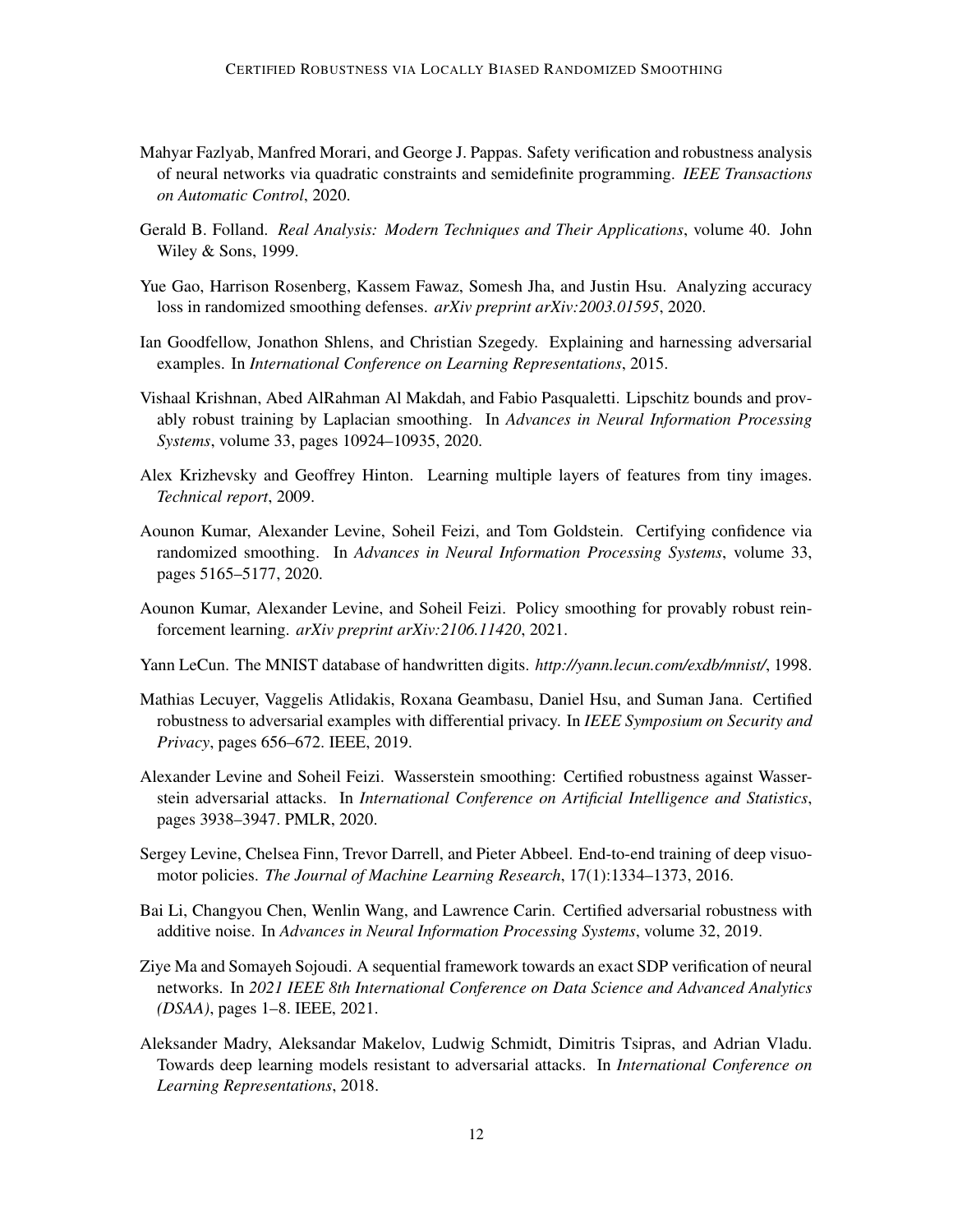Mahyar Fazlyab, Manfred Morari, and George J. Pappas. Safety verification and robustness analysis of neural networks via quadratic constraints and semidefinite programming. *IEEE Transactions on Automatic Control*, 2020.

Gerald B. Folland. *Real Analysis: Modern Techniques and Their Applications*, volume 40. John Wiley & Sons, 1999.

Yue Gao, Harrison Rosenberg, Kassem Fawaz, Somesh Jha, and Justin Hsu. Analyzing accuracy loss in randomized smoothing defenses. *arXiv preprint arXiv:2003.01595*, 2020.

Ian Goodfellow, Jonathon Shlens, and Christian Szegedy. Explaining and harnessing adversarial examples. In *International Conference on Learning Representations*, 2015.

Vishaal Krishnan, Abed AlRahman Al Makdah, and Fabio Pasqualetti. Lipschitz bounds and provably robust training by Laplacian smoothing. In *Advances in Neural Information Processing Systems*, volume 33, pages 10924–10935, 2020.

Alex Krizhevsky and Geoffrey Hinton. Learning multiple layers of features from tiny images. *Technical report*, 2009.

Aounon Kumar, Alexander Levine, Soheil Feizi, and Tom Goldstein. Certifying confidence via randomized smoothing. In *Advances in Neural Information Processing Systems*, volume 33, pages 5165–5177, 2020.

Aounon Kumar, Alexander Levine, and Soheil Feizi. Policy smoothing for provably robust reinforcement learning. *arXiv preprint arXiv:2106.11420*, 2021.

Yann LeCun. The MNIST database of handwritten digits. *http://yann.lecun.com/exdb/mnist/*, 1998.

Mathias Lecuyer, Vaggelis Atlidakis, Roxana Geambasu, Daniel Hsu, and Suman Jana. Certified robustness to adversarial examples with differential privacy. In *IEEE Symposium on Security and Privacy*, pages 656–672. IEEE, 2019.

Alexander Levine and Soheil Feizi. Wasserstein smoothing: Certified robustness against Wasserstein adversarial attacks. In *International Conference on Artificial Intelligence and Statistics*, pages 3938–3947. PMLR, 2020.

Sergey Levine, Chelsea Finn, Trevor Darrell, and Pieter Abbeel. End-to-end training of deep visuomotor policies. *The Journal of Machine Learning Research*, 17(1):1334–1373, 2016.

Bai Li, Changyou Chen, Wenlin Wang, and Lawrence Carin. Certified adversarial robustness with additive noise. In *Advances in Neural Information Processing Systems*, volume 32, 2019.

Ziye Ma and Somayeh Sojoudi. A sequential framework towards an exact SDP verification of neural networks. In *2021 IEEE 8th International Conference on Data Science and Advanced Analytics (DSAA)*, pages 1–8. IEEE, 2021.

Aleksander Madry, Aleksandar Makelov, Ludwig Schmidt, Dimitris Tsipras, and Adrian Vladu. Towards deep learning models resistant to adversarial attacks. In *International Conference on Learning Representations*, 2018.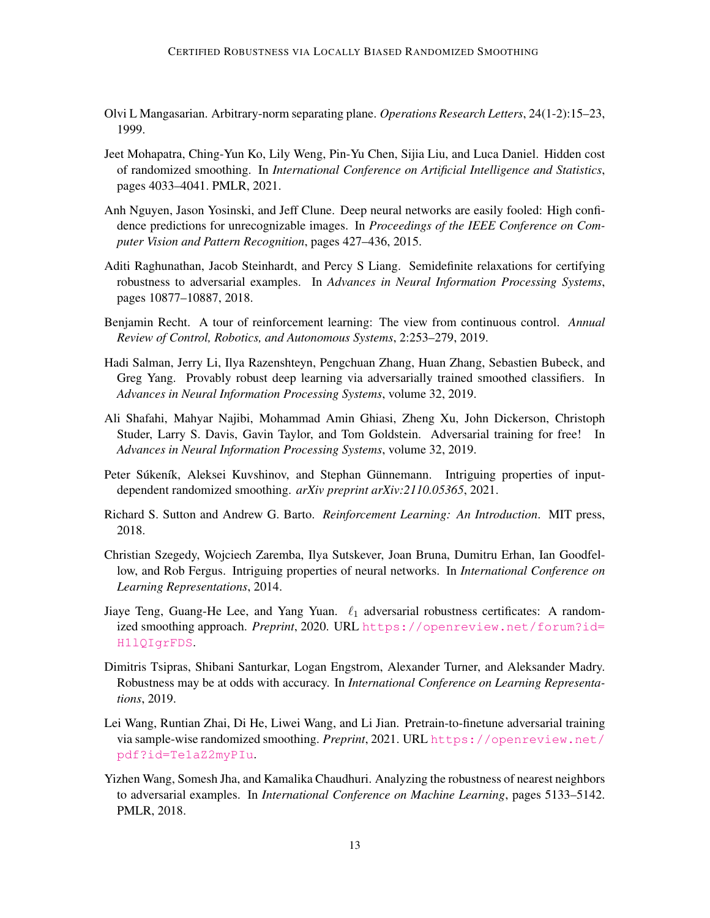Olvi L Mangasarian. Arbitrary-norm separating plane. *Operations Research Letters*, 24(1-2):15–23, 1999.

Jeet Mohapatra, Ching-Yun Ko, Lily Weng, Pin-Yu Chen, Sijia Liu, and Luca Daniel. Hidden cost of randomized smoothing. In *International Conference on Artificial Intelligence and Statistics*, pages 4033–4041. PMLR, 2021.

Anh Nguyen, Jason Yosinski, and Jeff Clune. Deep neural networks are easily fooled: High confidence predictions for unrecognizable images. In *Proceedings of the IEEE Conference on Computer Vision and Pattern Recognition*, pages 427–436, 2015.

Aditi Raghunathan, Jacob Steinhardt, and Percy S Liang. Semidefinite relaxations for certifying robustness to adversarial examples. In *Advances in Neural Information Processing Systems*, pages 10877–10887, 2018.

Benjamin Recht. A tour of reinforcement learning: The view from continuous control. *Annual Review of Control, Robotics, and Autonomous Systems*, 2:253–279, 2019.

Hadi Salman, Jerry Li, Ilya Razenshteyn, Pengchuan Zhang, Huan Zhang, Sebastien Bubeck, and Greg Yang. Provably robust deep learning via adversarially trained smoothed classifiers. In *Advances in Neural Information Processing Systems*, volume 32, 2019.

Ali Shafahi, Mahyar Najibi, Mohammad Amin Ghiasi, Zheng Xu, John Dickerson, Christoph Studer, Larry S. Davis, Gavin Taylor, and Tom Goldstein. Adversarial training for free! In *Advances in Neural Information Processing Systems*, volume 32, 2019.

Peter Súkeník, Aleksei Kuvshinov, and Stephan Günnemann. Intriguing properties of input-dependent randomized smoothing. *arXiv preprint arXiv:2110.05365*, 2021.

Richard S. Sutton and Andrew G. Barto. *Reinforcement Learning: An Introduction*. MIT press, 2018.

Christian Szegedy, Wojciech Zaremba, Ilya Sutskever, Joan Bruna, Dumitru Erhan, Ian Goodfellow, and Rob Fergus. Intriguing properties of neural networks. In *International Conference on Learning Representations*, 2014.

Jiaye Teng, Guang-He Lee, and Yang Yuan. $\ell_1$ adversarial robustness certificates: A randomized smoothing approach. *Preprint*, 2020. URL https://openreview.net/forum?id=H1lQIgrFDS.

Dimitris Tsipras, Shibani Santurkar, Logan Engstrom, Alexander Turner, and Aleksander Madry. Robustness may be at odds with accuracy. In *International Conference on Learning Representations*, 2019.

Lei Wang, Runtian Zhai, Di He, Liwei Wang, and Li Jian. Pretrain-to-finetune adversarial training via sample-wise randomized smoothing. *Preprint*, 2021. URL https://openreview.net/pdf?id=Te1aZ2myPIu.

Yizhen Wang, Somesh Jha, and Kamalika Chaudhuri. Analyzing the robustness of nearest neighbors to adversarial examples. In *International Conference on Machine Learning*, pages 5133–5142. PMLR, 2018.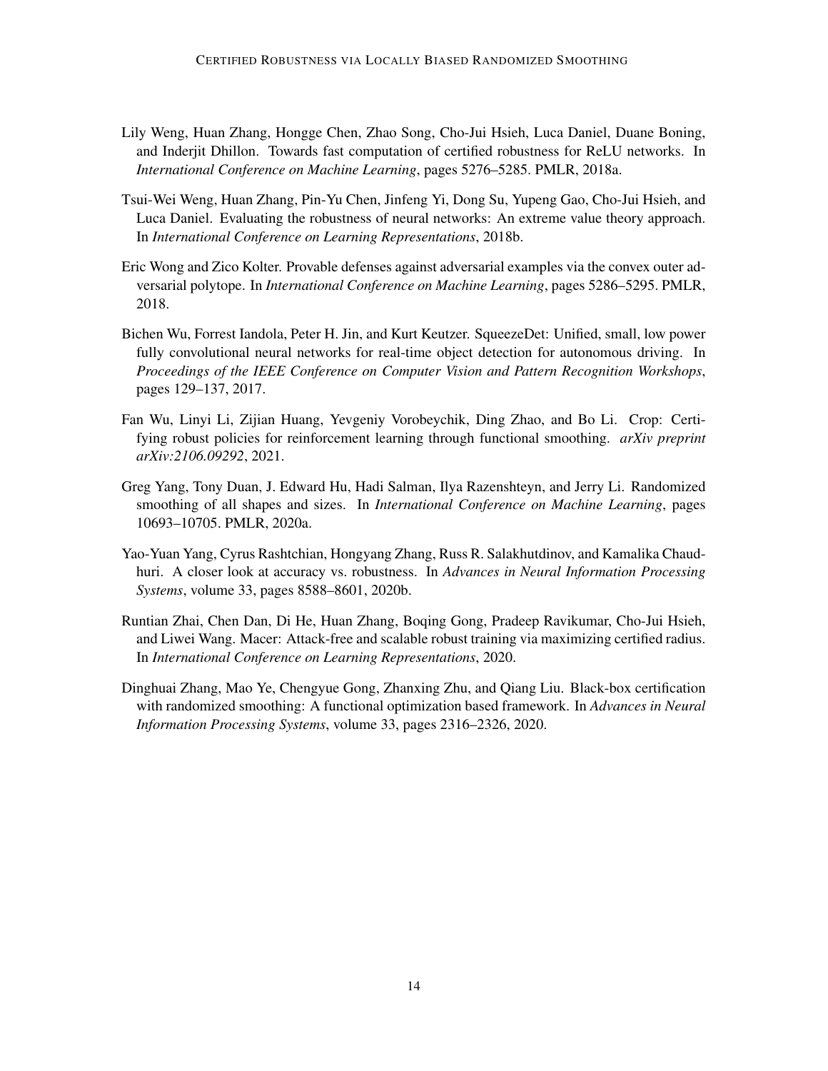Lily Weng, Huan Zhang, Hongge Chen, Zhao Song, Cho-Jui Hsieh, Luca Daniel, Duane Boning, and Inderjit Dhillon. Towards fast computation of certified robustness for ReLU networks. In *International Conference on Machine Learning*, pages 5276–5285. PMLR, 2018a.

Tsui-Wei Weng, Huan Zhang, Pin-Yu Chen, Jinfeng Yi, Dong Su, Yupeng Gao, Cho-Jui Hsieh, and Luca Daniel. Evaluating the robustness of neural networks: An extreme value theory approach. In *International Conference on Learning Representations*, 2018b.

Eric Wong and Zico Kolter. Provable defenses against adversarial examples via the convex outer adversarial polytope. In *International Conference on Machine Learning*, pages 5286–5295. PMLR, 2018.

Bichen Wu, Forrest Iandola, Peter H. Jin, and Kurt Keutzer. SqueezeDet: Unified, small, low power fully convolutional neural networks for real-time object detection for autonomous driving. In *Proceedings of the IEEE Conference on Computer Vision and Pattern Recognition Workshops*, pages 129–137, 2017.

Fan Wu, Linyi Li, Zijian Huang, Yevgeniy Vorobeychik, Ding Zhao, and Bo Li. Crop: Certifying robust policies for reinforcement learning through functional smoothing. *arXiv preprint arXiv:2106.09292*, 2021.

Greg Yang, Tony Duan, J. Edward Hu, Hadi Salman, Ilya Razenshteyn, and Jerry Li. Randomized smoothing of all shapes and sizes. In *International Conference on Machine Learning*, pages 10693–10705. PMLR, 2020a.

Yao-Yuan Yang, Cyrus Rashtchian, Hongyang Zhang, Russ R. Salakhutdinov, and Kamalika Chaudhuri. A closer look at accuracy vs. robustness. In *Advances in Neural Information Processing Systems*, volume 33, pages 8588–8601, 2020b.

Runtian Zhai, Chen Dan, Di He, Huan Zhang, Boqing Gong, Pradeep Ravikumar, Cho-Jui Hsieh, and Liwei Wang. Macer: Attack-free and scalable robust training via maximizing certified radius. In *International Conference on Learning Representations*, 2020.

Dinghuai Zhang, Mao Ye, Chengyue Gong, Zhanxing Zhu, and Qiang Liu. Black-box certification with randomized smoothing: A functional optimization based framework. In *Advances in Neural Information Processing Systems*, volume 33, pages 2316–2326, 2020.